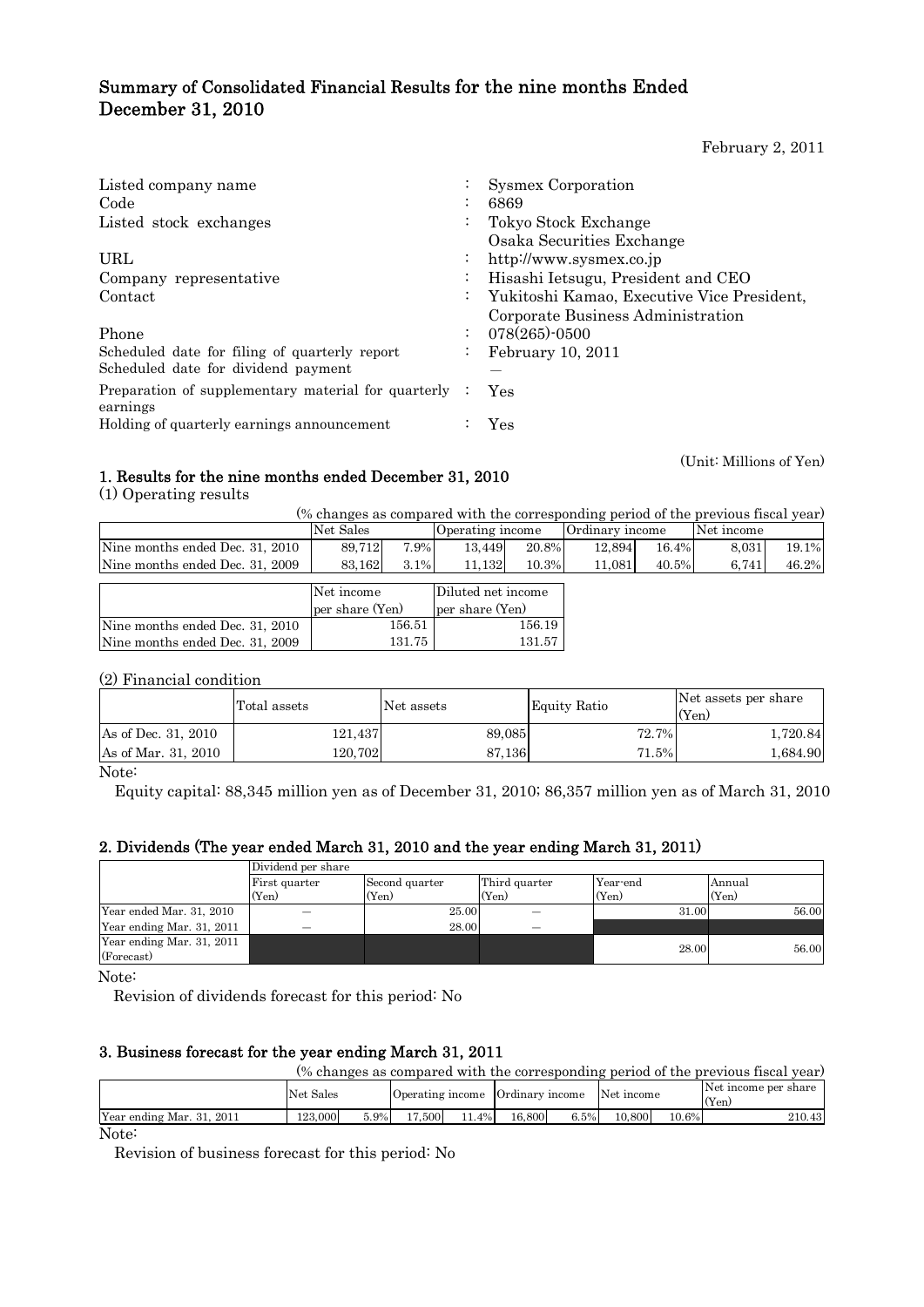# Summary of Consolidated Financial Results for the nine months Ended December 31, 2010

February 2, 2011

| | | |
|---|---|---|
| Listed company name | : | Sysmex Corporation |
| Code | : | 6869 |
| Listed stock exchanges | : | Tokyo Stock Exchange<br>Osaka Securities Exchange |
| URL | : | http://www.sysmex.co.jp |
| Company representative | : | Hisashi Ietsugu, President and CEO |
| Contact | : | Yukitoshi Kamao, Executive Vice President, Corporate Business Administration |
| Phone | : | 078(265)-0500 |
| Scheduled date for filing of quarterly report | : | February 10, 2011 |
| Scheduled date for dividend payment | | — |
| Preparation of supplementary material for quarterly earnings | : | Yes |
| Holding of quarterly earnings announcement | : | Yes |

(Unit: Millions of Yen)

## 1. Results for the nine months ended December 31, 2010

(1) Operating results

(% changes as compared with the corresponding period of the previous fiscal year)

| | Net Sales | | Operating income | | Ordinary income | | Net income | |
|---|---|---|---|---|---|---|---|---|
| Nine months ended Dec. 31, 2010 | 89,712 | 7.9% | 13,449 | 20.8% | 12,894 | 16.4% | 8,031 | 19.1% |
| Nine months ended Dec. 31, 2009 | 83,162 | 3.1% | 11,132 | 10.3% | 11,081 | 40.5% | 6,741 | 46.2% |

| | Net income per share (Yen) | Diluted net income per share (Yen) |
|---|---|---|
| Nine months ended Dec. 31, 2010 | 156.51 | 156.19 |
| Nine months ended Dec. 31, 2009 | 131.75 | 131.57 |

(2) Financial condition

| | Total assets | Net assets | Equity Ratio | Net assets per share (Yen) |
|---|---|---|---|---|
| As of Dec. 31, 2010 | 121,437 | 89,085 | 72.7% | 1,720.84 |
| As of Mar. 31, 2010 | 120,702 | 87,136 | 71.5% | 1,684.90 |

Note:

Equity capital: 88,345 million yen as of December 31, 2010; 86,357 million yen as of March 31, 2010

## 2. Dividends (The year ended March 31, 2010 and the year ending March 31, 2011)

| | Dividend per share | | | | |
|---|---|---|---|---|---|
| | First quarter (Yen) | Second quarter (Yen) | Third quarter (Yen) | Year-end (Yen) | Annual (Yen) |
| Year ended Mar. 31, 2010 | — | 25.00 | — | 31.00 | 56.00 |
| Year ending Mar. 31, 2011 | — | 28.00 | — | | |
| Year ending Mar. 31, 2011 (Forecast) | | | | 28.00 | 56.00 |

Note:

Revision of dividends forecast for this period: No

## 3. Business forecast for the year ending March 31, 2011

(% changes as compared with the corresponding period of the previous fiscal year)

| | Net Sales | | Operating income | | Ordinary income | | Net income | | Net income per share (Yen) |
|---|---|---|---|---|---|---|---|---|---|
| Year ending Mar. 31, 2011 | 123,000 | 5.9% | 17,500 | 11.4% | 16,800 | 6.5% | 10,800 | 10.6% | 210.43 |

Note:

Revision of business forecast for this period: No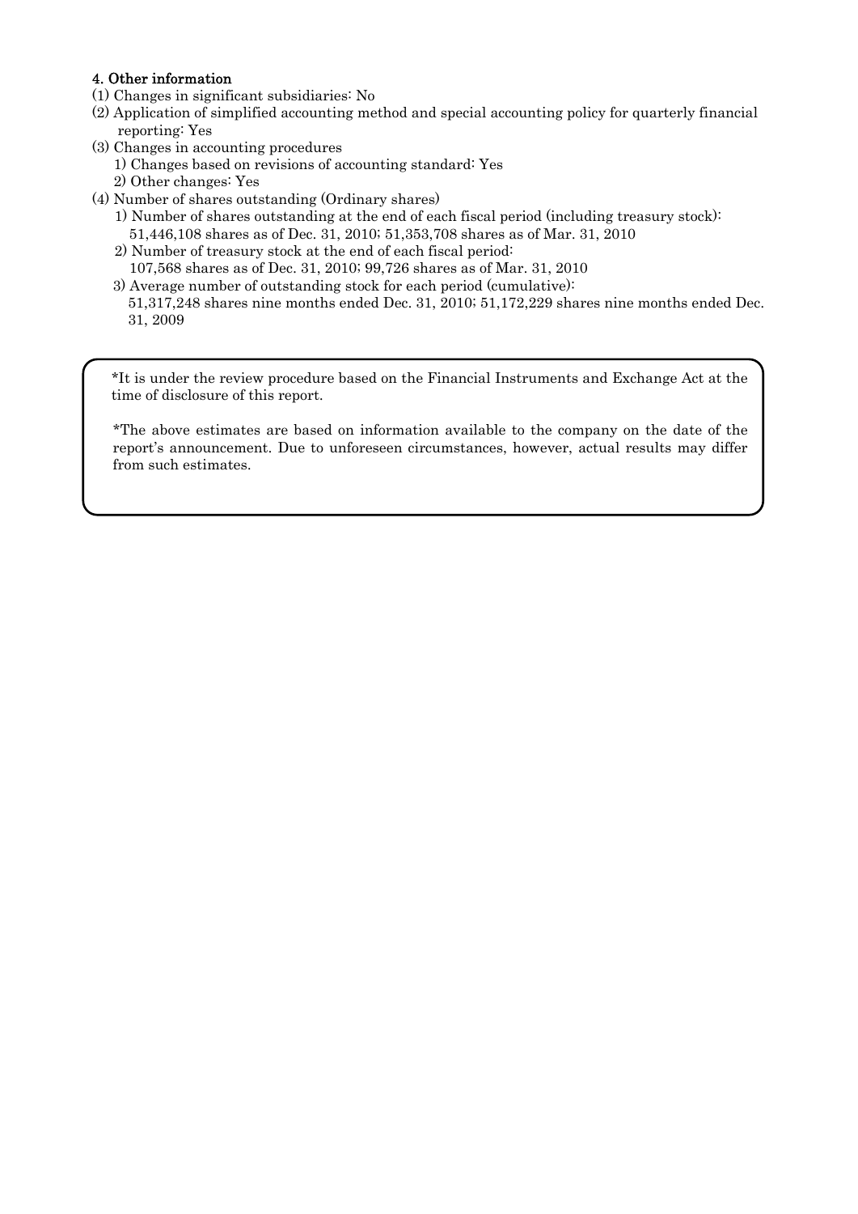**4. Other information**

(1) Changes in significant subsidiaries: No

(2) Application of simplified accounting method and special accounting policy for quarterly financial reporting: Yes

(3) Changes in accounting procedures

1) Changes based on revisions of accounting standard: Yes

2) Other changes: Yes

(4) Number of shares outstanding (Ordinary shares)

1) Number of shares outstanding at the end of each fiscal period (including treasury stock):
51,446,108 shares as of Dec. 31, 2010; 51,353,708 shares as of Mar. 31, 2010

2) Number of treasury stock at the end of each fiscal period:
107,568 shares as of Dec. 31, 2010; 99,726 shares as of Mar. 31, 2010

3) Average number of outstanding stock for each period (cumulative):
51,317,248 shares nine months ended Dec. 31, 2010; 51,172,229 shares nine months ended Dec. 31, 2009

*It is under the review procedure based on the Financial Instruments and Exchange Act at the time of disclosure of this report.

*The above estimates are based on information available to the company on the date of the report's announcement. Due to unforeseen circumstances, however, actual results may differ from such estimates.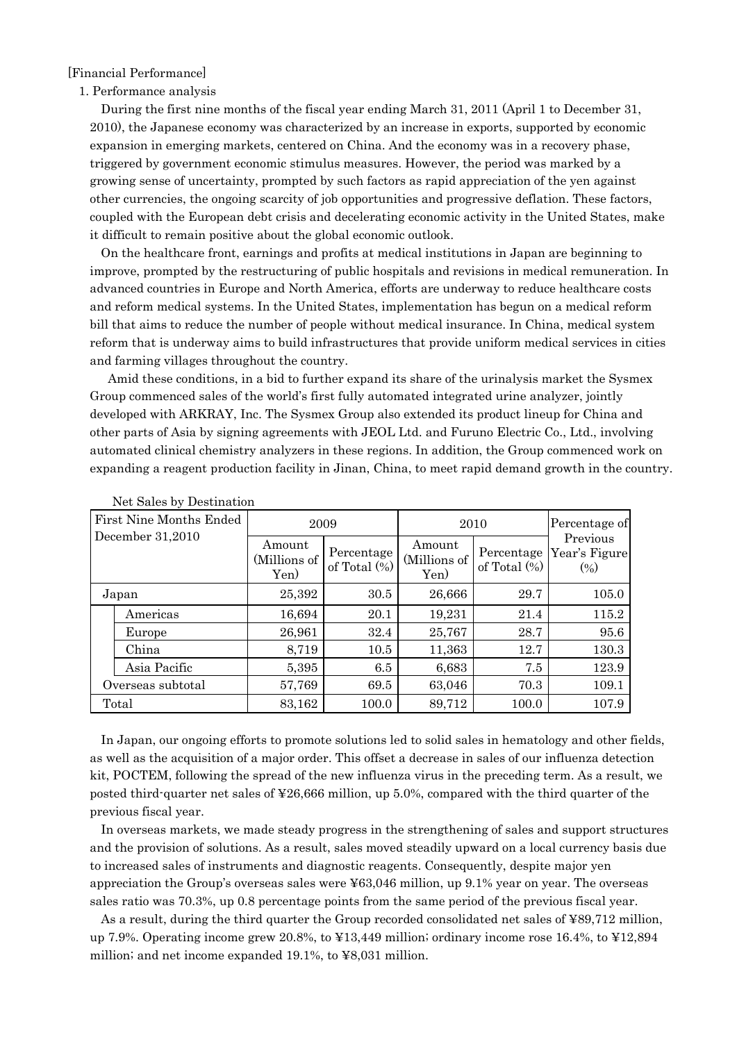[Financial Performance]

1. Performance analysis

During the first nine months of the fiscal year ending March 31, 2011 (April 1 to December 31, 2010), the Japanese economy was characterized by an increase in exports, supported by economic expansion in emerging markets, centered on China. And the economy was in a recovery phase, triggered by government economic stimulus measures. However, the period was marked by a growing sense of uncertainty, prompted by such factors as rapid appreciation of the yen against other currencies, the ongoing scarcity of job opportunities and progressive deflation. These factors, coupled with the European debt crisis and decelerating economic activity in the United States, make it difficult to remain positive about the global economic outlook.

On the healthcare front, earnings and profits at medical institutions in Japan are beginning to improve, prompted by the restructuring of public hospitals and revisions in medical remuneration. In advanced countries in Europe and North America, efforts are underway to reduce healthcare costs and reform medical systems. In the United States, implementation has begun on a medical reform bill that aims to reduce the number of people without medical insurance. In China, medical system reform that is underway aims to build infrastructures that provide uniform medical services in cities and farming villages throughout the country.

Amid these conditions, in a bid to further expand its share of the urinalysis market the Sysmex Group commenced sales of the world's first fully automated integrated urine analyzer, jointly developed with ARKRAY, Inc. The Sysmex Group also extended its product lineup for China and other parts of Asia by signing agreements with JEOL Ltd. and Furuno Electric Co., Ltd., involving automated clinical chemistry analyzers in these regions. In addition, the Group commenced work on expanding a reagent production facility in Jinan, China, to meet rapid demand growth in the country.

Net Sales by Destination

| First Nine Months Ended December 31,2010 | 2009 | | 2010 | | Percentage of Previous Year's Figure (%) |
|---|---|---|---|---|---|
| | Amount (Millions of Yen) | Percentage of Total (%) | Amount (Millions of Yen) | Percentage of Total (%) | |
| Japan | 25,392 | 30.5 | 26,666 | 29.7 | 105.0 |
| Americas | 16,694 | 20.1 | 19,231 | 21.4 | 115.2 |
| Europe | 26,961 | 32.4 | 25,767 | 28.7 | 95.6 |
| China | 8,719 | 10.5 | 11,363 | 12.7 | 130.3 |
| Asia Pacific | 5,395 | 6.5 | 6,683 | 7.5 | 123.9 |
| Overseas subtotal | 57,769 | 69.5 | 63,046 | 70.3 | 109.1 |
| Total | 83,162 | 100.0 | 89,712 | 100.0 | 107.9 |

In Japan, our ongoing efforts to promote solutions led to solid sales in hematology and other fields, as well as the acquisition of a major order. This offset a decrease in sales of our influenza detection kit, POCTEM, following the spread of the new influenza virus in the preceding term. As a result, we posted third-quarter net sales of ¥26,666 million, up 5.0%, compared with the third quarter of the previous fiscal year.

In overseas markets, we made steady progress in the strengthening of sales and support structures and the provision of solutions. As a result, sales moved steadily upward on a local currency basis due to increased sales of instruments and diagnostic reagents. Consequently, despite major yen appreciation the Group's overseas sales were ¥63,046 million, up 9.1% year on year. The overseas sales ratio was 70.3%, up 0.8 percentage points from the same period of the previous fiscal year.

As a result, during the third quarter the Group recorded consolidated net sales of ¥89,712 million, up 7.9%. Operating income grew 20.8%, to ¥13,449 million; ordinary income rose 16.4%, to ¥12,894 million; and net income expanded 19.1%, to ¥8,031 million.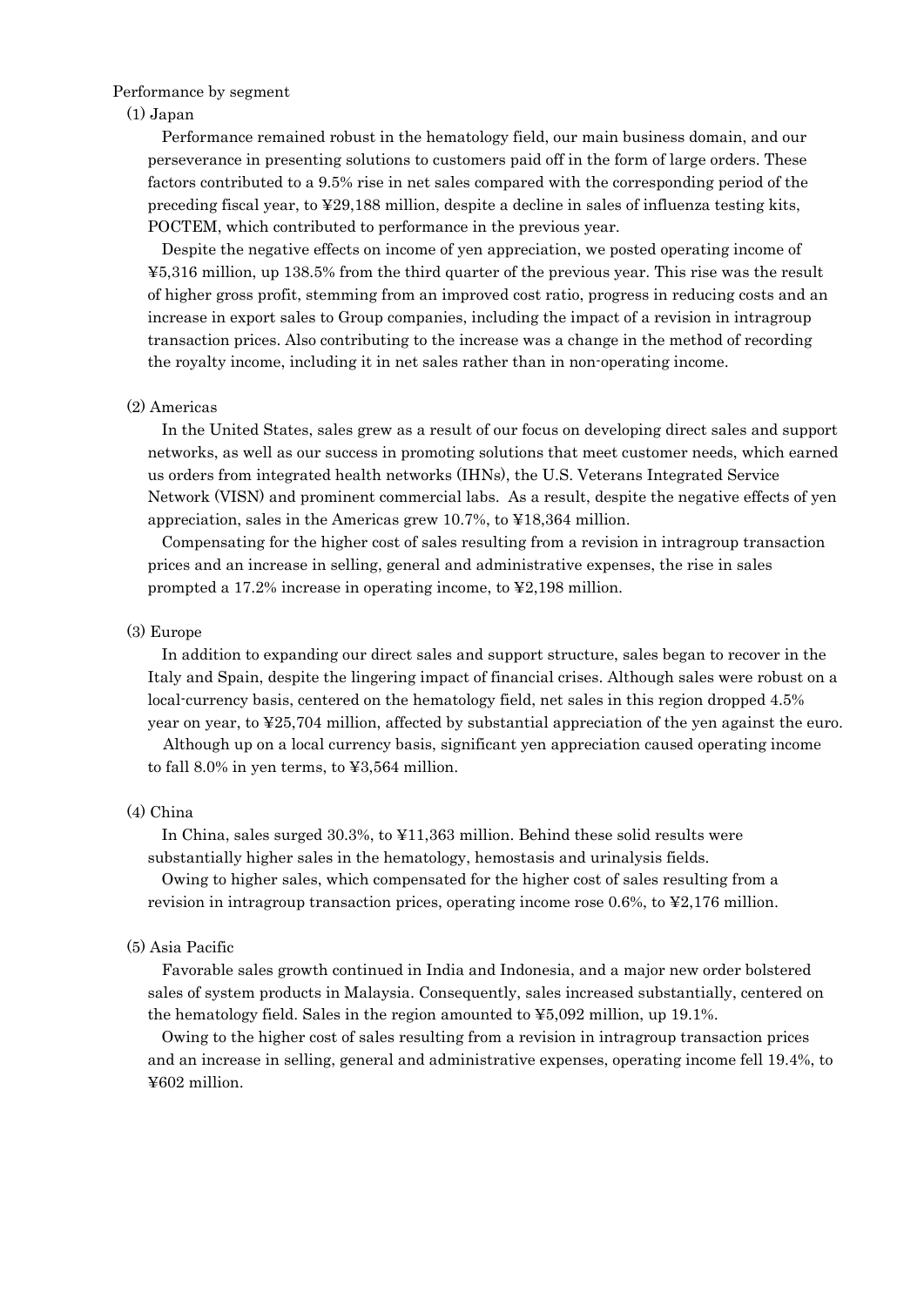Performance by segment

(1) Japan

Performance remained robust in the hematology field, our main business domain, and our perseverance in presenting solutions to customers paid off in the form of large orders. These factors contributed to a 9.5% rise in net sales compared with the corresponding period of the preceding fiscal year, to ¥29,188 million, despite a decline in sales of influenza testing kits, POCTEM, which contributed to performance in the previous year.

Despite the negative effects on income of yen appreciation, we posted operating income of ¥5,316 million, up 138.5% from the third quarter of the previous year. This rise was the result of higher gross profit, stemming from an improved cost ratio, progress in reducing costs and an increase in export sales to Group companies, including the impact of a revision in intragroup transaction prices. Also contributing to the increase was a change in the method of recording the royalty income, including it in net sales rather than in non-operating income.

(2) Americas

In the United States, sales grew as a result of our focus on developing direct sales and support networks, as well as our success in promoting solutions that meet customer needs, which earned us orders from integrated health networks (IHNs), the U.S. Veterans Integrated Service Network (VISN) and prominent commercial labs. As a result, despite the negative effects of yen appreciation, sales in the Americas grew 10.7%, to ¥18,364 million.

Compensating for the higher cost of sales resulting from a revision in intragroup transaction prices and an increase in selling, general and administrative expenses, the rise in sales prompted a 17.2% increase in operating income, to ¥2,198 million.

(3) Europe

In addition to expanding our direct sales and support structure, sales began to recover in the Italy and Spain, despite the lingering impact of financial crises. Although sales were robust on a local-currency basis, centered on the hematology field, net sales in this region dropped 4.5% year on year, to ¥25,704 million, affected by substantial appreciation of the yen against the euro.

Although up on a local currency basis, significant yen appreciation caused operating income to fall 8.0% in yen terms, to ¥3,564 million.

(4) China

In China, sales surged 30.3%, to ¥11,363 million. Behind these solid results were substantially higher sales in the hematology, hemostasis and urinalysis fields.

Owing to higher sales, which compensated for the higher cost of sales resulting from a revision in intragroup transaction prices, operating income rose 0.6%, to ¥2,176 million.

(5) Asia Pacific

Favorable sales growth continued in India and Indonesia, and a major new order bolstered sales of system products in Malaysia. Consequently, sales increased substantially, centered on the hematology field. Sales in the region amounted to ¥5,092 million, up 19.1%.

Owing to the higher cost of sales resulting from a revision in intragroup transaction prices and an increase in selling, general and administrative expenses, operating income fell 19.4%, to ¥602 million.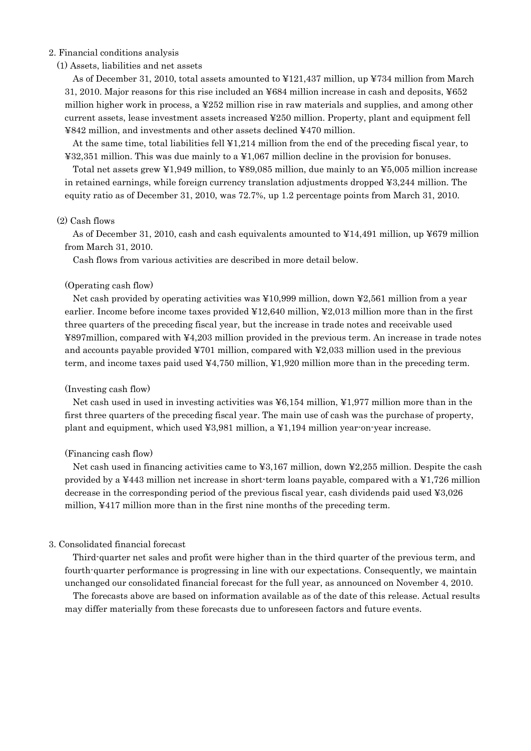## 2. Financial conditions analysis

### (1) Assets, liabilities and net assets

As of December 31, 2010, total assets amounted to ¥121,437 million, up ¥734 million from March 31, 2010. Major reasons for this rise included an ¥684 million increase in cash and deposits, ¥652 million higher work in process, a ¥252 million rise in raw materials and supplies, and among other current assets, lease investment assets increased ¥250 million. Property, plant and equipment fell ¥842 million, and investments and other assets declined ¥470 million.

At the same time, total liabilities fell ¥1,214 million from the end of the preceding fiscal year, to ¥32,351 million. This was due mainly to a ¥1,067 million decline in the provision for bonuses.

Total net assets grew ¥1,949 million, to ¥89,085 million, due mainly to an ¥5,005 million increase in retained earnings, while foreign currency translation adjustments dropped ¥3,244 million. The equity ratio as of December 31, 2010, was 72.7%, up 1.2 percentage points from March 31, 2010.

### (2) Cash flows

As of December 31, 2010, cash and cash equivalents amounted to ¥14,491 million, up ¥679 million from March 31, 2010.

Cash flows from various activities are described in more detail below.

(Operating cash flow)

Net cash provided by operating activities was ¥10,999 million, down ¥2,561 million from a year earlier. Income before income taxes provided ¥12,640 million, ¥2,013 million more than in the first three quarters of the preceding fiscal year, but the increase in trade notes and receivable used ¥897million, compared with ¥4,203 million provided in the previous term. An increase in trade notes and accounts payable provided ¥701 million, compared with ¥2,033 million used in the previous term, and income taxes paid used ¥4,750 million, ¥1,920 million more than in the preceding term.

(Investing cash flow)

Net cash used in used in investing activities was ¥6,154 million, ¥1,977 million more than in the first three quarters of the preceding fiscal year. The main use of cash was the purchase of property, plant and equipment, which used ¥3,981 million, a ¥1,194 million year-on-year increase.

(Financing cash flow)

Net cash used in financing activities came to ¥3,167 million, down ¥2,255 million. Despite the cash provided by a ¥443 million net increase in short-term loans payable, compared with a ¥1,726 million decrease in the corresponding period of the previous fiscal year, cash dividends paid used ¥3,026 million, ¥417 million more than in the first nine months of the preceding term.

## 3. Consolidated financial forecast

Third-quarter net sales and profit were higher than in the third quarter of the previous term, and fourth-quarter performance is progressing in line with our expectations. Consequently, we maintain unchanged our consolidated financial forecast for the full year, as announced on November 4, 2010.

The forecasts above are based on information available as of the date of this release. Actual results may differ materially from these forecasts due to unforeseen factors and future events.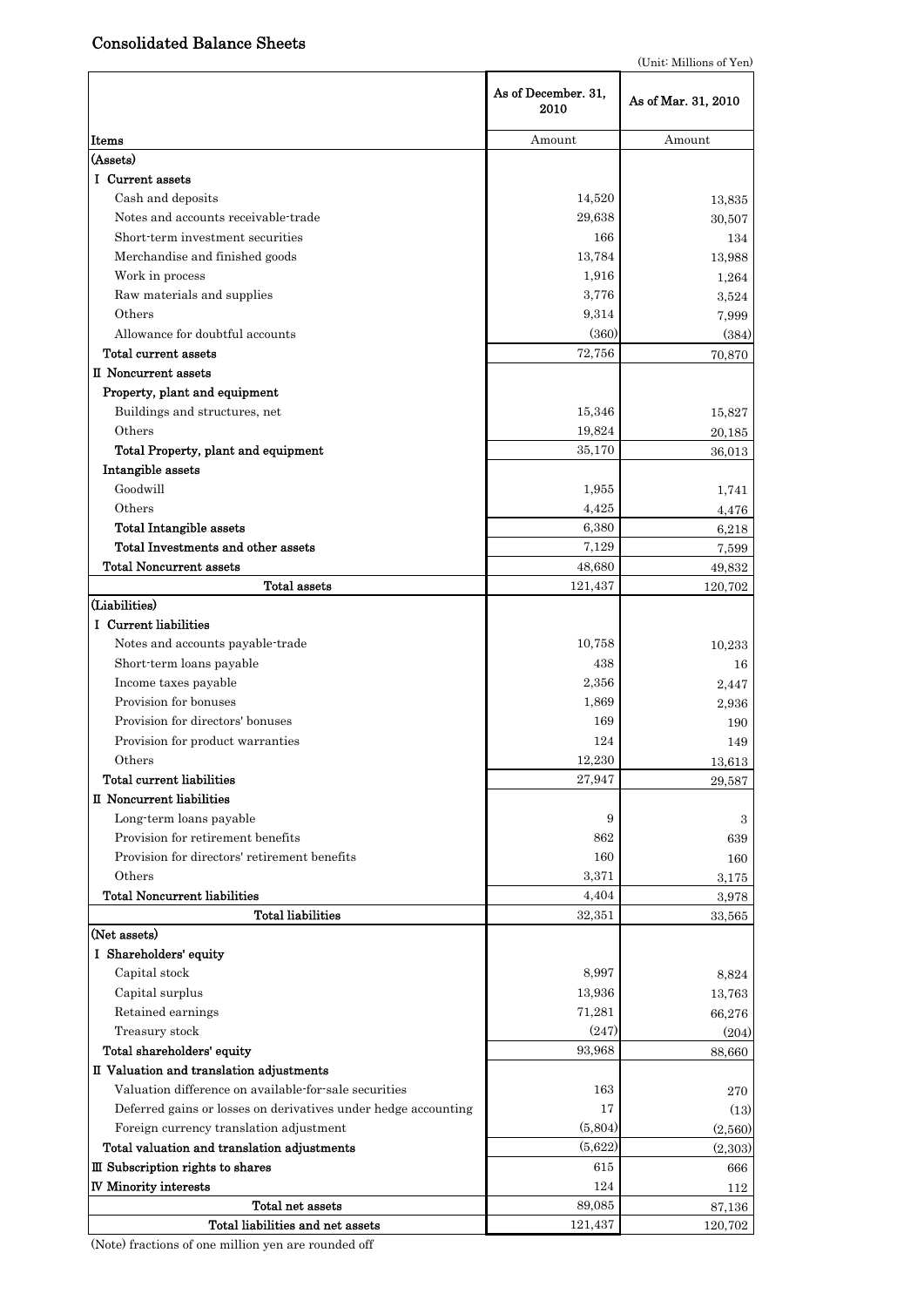## Consolidated Balance Sheets

(Unit: Millions of Yen)

| Items | As of December. 31, 2010 | As of Mar. 31, 2010 |
|---|---|---|
| | Amount | Amount |
| (Assets) | | |
| I Current assets | | |
| Cash and deposits | 14,520 | 13,835 |
| Notes and accounts receivable-trade | 29,638 | 30,507 |
| Short-term investment securities | 166 | 134 |
| Merchandise and finished goods | 13,784 | 13,988 |
| Work in process | 1,916 | 1,264 |
| Raw materials and supplies | 3,776 | 3,524 |
| Others | 9,314 | 7,999 |
| Allowance for doubtful accounts | (360) | (384) |
| Total current assets | 72,756 | 70,870 |
| II Noncurrent assets | | |
| Property, plant and equipment | | |
| Buildings and structures, net | 15,346 | 15,827 |
| Others | 19,824 | 20,185 |
| Total Property, plant and equipment | 35,170 | 36,013 |
| Intangible assets | | |
| Goodwill | 1,955 | 1,741 |
| Others | 4,425 | 4,476 |
| Total Intangible assets | 6,380 | 6,218 |
| Total Investments and other assets | 7,129 | 7,599 |
| Total Noncurrent assets | 48,680 | 49,832 |
| Total assets | 121,437 | 120,702 |
| (Liabilities) | | |
| I Current liabilities | | |
| Notes and accounts payable-trade | 10,758 | 10,233 |
| Short-term loans payable | 438 | 16 |
| Income taxes payable | 2,356 | 2,447 |
| Provision for bonuses | 1,869 | 2,936 |
| Provision for directors' bonuses | 169 | 190 |
| Provision for product warranties | 124 | 149 |
| Others | 12,230 | 13,613 |
| Total current liabilities | 27,947 | 29,587 |
| II Noncurrent liabilities | | |
| Long-term loans payable | 9 | 3 |
| Provision for retirement benefits | 862 | 639 |
| Provision for directors' retirement benefits | 160 | 160 |
| Others | 3,371 | 3,175 |
| Total Noncurrent liabilities | 4,404 | 3,978 |
| Total liabilities | 32,351 | 33,565 |
| (Net assets) | | |
| I Shareholders' equity | | |
| Capital stock | 8,997 | 8,824 |
| Capital surplus | 13,936 | 13,763 |
| Retained earnings | 71,281 | 66,276 |
| Treasury stock | (247) | (204) |
| Total shareholders' equity | 93,968 | 88,660 |
| II Valuation and translation adjustments | | |
| Valuation difference on available-for-sale securities | 163 | 270 |
| Deferred gains or losses on derivatives under hedge accounting | 17 | (13) |
| Foreign currency translation adjustment | (5,804) | (2,560) |
| Total valuation and translation adjustments | (5,622) | (2,303) |
| III Subscription rights to shares | 615 | 666 |
| IV Minority interests | 124 | 112 |
| Total net assets | 89,085 | 87,136 |
| Total liabilities and net assets | 121,437 | 120,702 |

(Note) fractions of one million yen are rounded off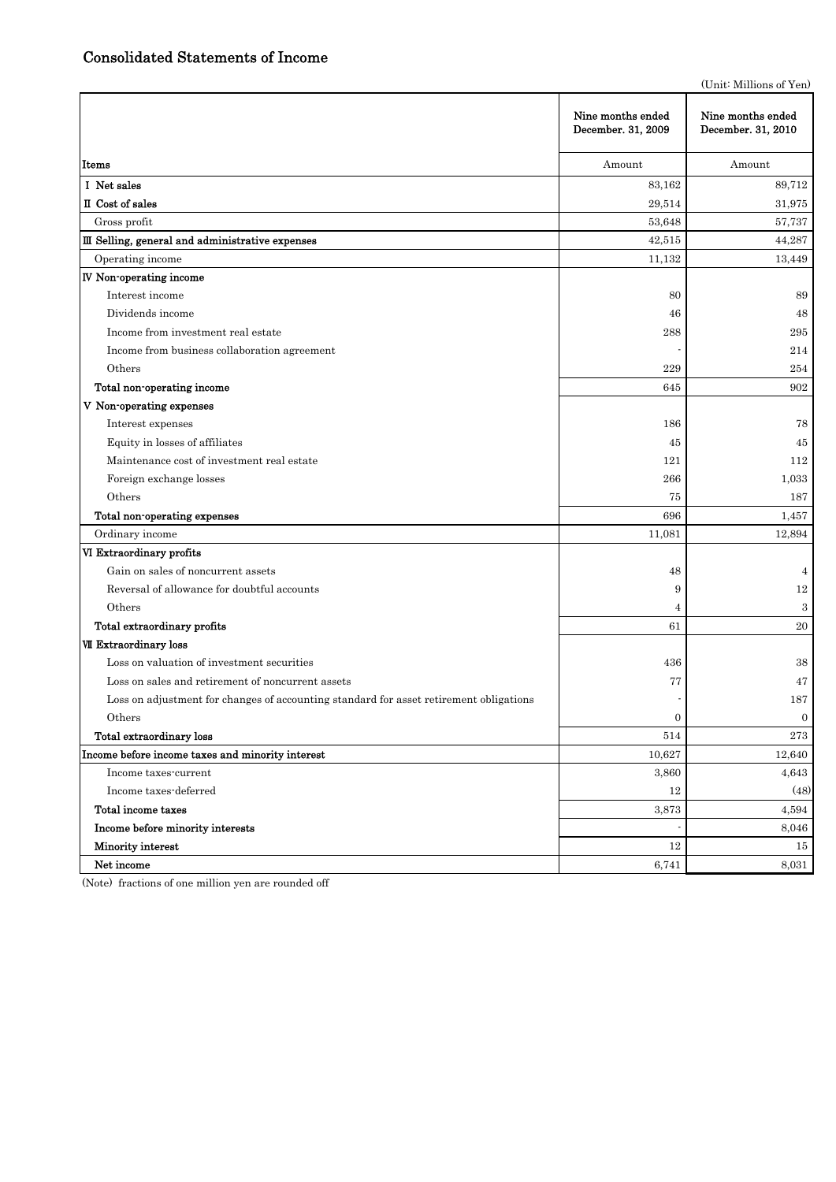## Consolidated Statements of Income

(Unit: Millions of Yen)

| Items | Nine months ended December. 31, 2009 | Nine months ended December. 31, 2010 |
|---|---|---|
| | Amount | Amount |
| Ⅰ Net sales | 83,162 | 89,712 |
| Ⅱ Cost of sales | 29,514 | 31,975 |
| Gross profit | 53,648 | 57,737 |
| Ⅲ Selling, general and administrative expenses | 42,515 | 44,287 |
| Operating income | 11,132 | 13,449 |
| Ⅳ Non-operating income | | |
| Interest income | 80 | 89 |
| Dividends income | 46 | 48 |
| Income from investment real estate | 288 | 295 |
| Income from business collaboration agreement | - | 214 |
| Others | 229 | 254 |
| Total non-operating income | 645 | 902 |
| Ⅴ Non-operating expenses | | |
| Interest expenses | 186 | 78 |
| Equity in losses of affiliates | 45 | 45 |
| Maintenance cost of investment real estate | 121 | 112 |
| Foreign exchange losses | 266 | 1,033 |
| Others | 75 | 187 |
| Total non-operating expenses | 696 | 1,457 |
| Ordinary income | 11,081 | 12,894 |
| Ⅵ Extraordinary profits | | |
| Gain on sales of noncurrent assets | 48 | 4 |
| Reversal of allowance for doubtful accounts | 9 | 12 |
| Others | 4 | 3 |
| Total extraordinary profits | 61 | 20 |
| Ⅶ Extraordinary loss | | |
| Loss on valuation of investment securities | 436 | 38 |
| Loss on sales and retirement of noncurrent assets | 77 | 47 |
| Loss on adjustment for changes of accounting standard for asset retirement obligations | - | 187 |
| Others | 0 | 0 |
| Total extraordinary loss | 514 | 273 |
| Income before income taxes and minority interest | 10,627 | 12,640 |
| Income taxes-current | 3,860 | 4,643 |
| Income taxes-deferred | 12 | (48) |
| Total income taxes | 3,873 | 4,594 |
| Income before minority interests | - | 8,046 |
| Minority interest | 12 | 15 |
| Net income | 6,741 | 8,031 |

(Note) fractions of one million yen are rounded off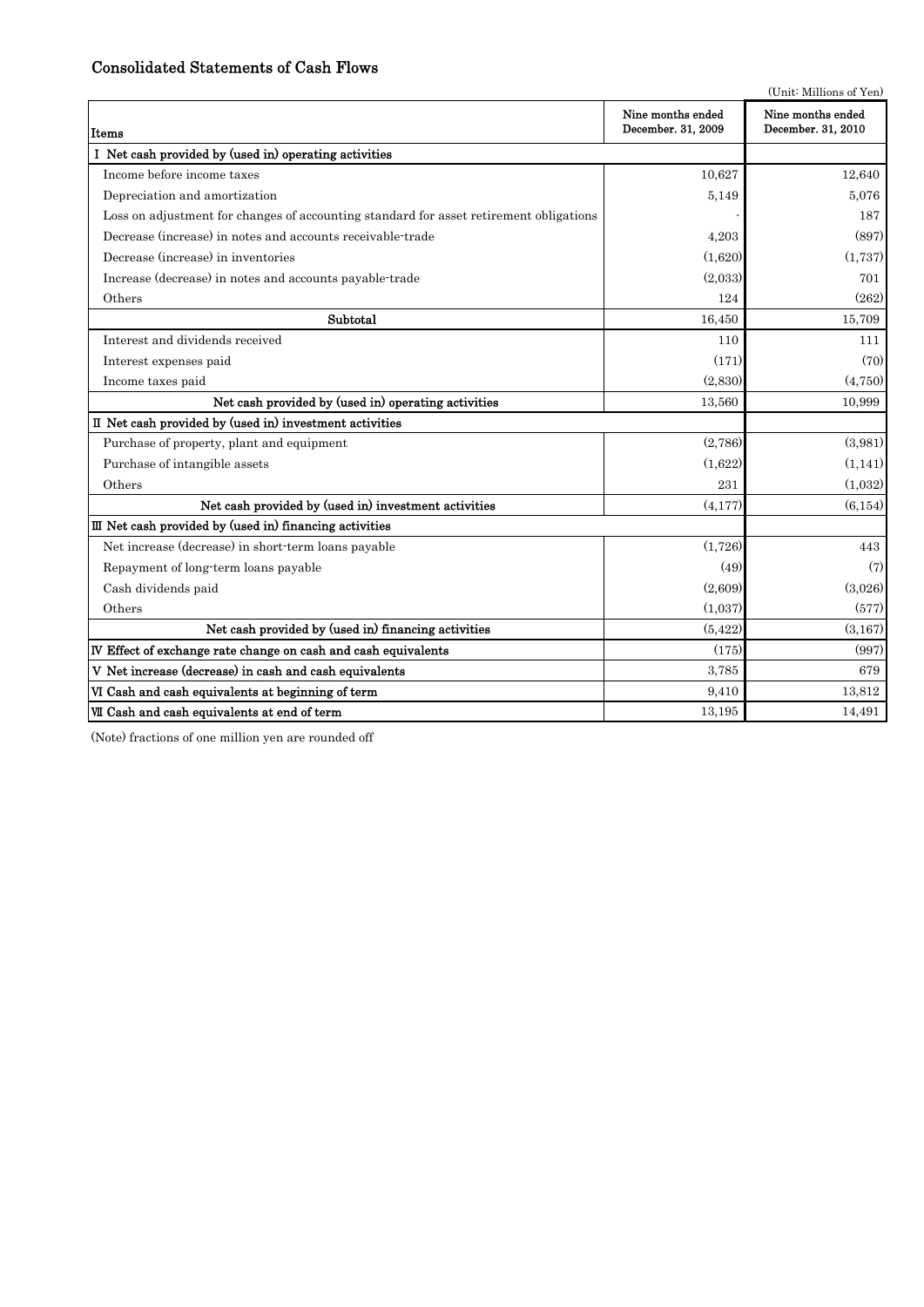## Consolidated Statements of Cash Flows

(Unit: Millions of Yen)

| Items | Nine months ended December. 31, 2009 | Nine months ended December. 31, 2010 |
|---|---|---|
| Ⅰ Net cash provided by (used in) operating activities | | |
| Income before income taxes | 10,627 | 12,640 |
| Depreciation and amortization | 5,149 | 5,076 |
| Loss on adjustment for changes of accounting standard for asset retirement obligations | - | 187 |
| Decrease (increase) in notes and accounts receivable-trade | 4,203 | (897) |
| Decrease (increase) in inventories | (1,620) | (1,737) |
| Increase (decrease) in notes and accounts payable-trade | (2,033) | 701 |
| Others | 124 | (262) |
| Subtotal | 16,450 | 15,709 |
| Interest and dividends received | 110 | 111 |
| Interest expenses paid | (171) | (70) |
| Income taxes paid | (2,830) | (4,750) |
| Net cash provided by (used in) operating activities | 13,560 | 10,999 |
| Ⅱ Net cash provided by (used in) investment activities | | |
| Purchase of property, plant and equipment | (2,786) | (3,981) |
| Purchase of intangible assets | (1,622) | (1,141) |
| Others | 231 | (1,032) |
| Net cash provided by (used in) investment activities | (4,177) | (6,154) |
| Ⅲ Net cash provided by (used in) financing activities | | |
| Net increase (decrease) in short-term loans payable | (1,726) | 443 |
| Repayment of long-term loans payable | (49) | (7) |
| Cash dividends paid | (2,609) | (3,026) |
| Others | (1,037) | (577) |
| Net cash provided by (used in) financing activities | (5,422) | (3,167) |
| Ⅳ Effect of exchange rate change on cash and cash equivalents | (175) | (997) |
| Ⅴ Net increase (decrease) in cash and cash equivalents | 3,785 | 679 |
| Ⅵ Cash and cash equivalents at beginning of term | 9,410 | 13,812 |
| Ⅶ Cash and cash equivalents at end of term | 13,195 | 14,491 |

(Note) fractions of one million yen are rounded off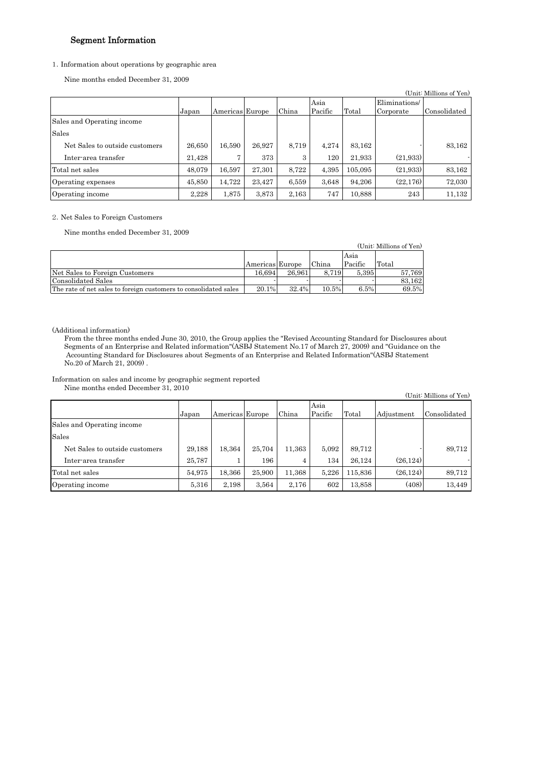## Segment Information

1. Information about operations by geographic area

Nine months ended December 31, 2009

(Unit: Millions of Yen)

| | Japan | Americas | Europe | China | Asia Pacific | Total | Eliminations/ Corporate | Consolidated |
|---|---|---|---|---|---|---|---|---|
| Sales and Operating income | | | | | | | | |
| Sales | | | | | | | | |
| Net Sales to outside customers | 26,650 | 16,590 | 26,927 | 8,719 | 4,274 | 83,162 | - | 83,162 |
| Inter-area transfer | 21,428 | 7 | 373 | 3 | 120 | 21,933 | (21,933) | - |
| Total net sales | 48,079 | 16,597 | 27,301 | 8,722 | 4,395 | 105,095 | (21,933) | 83,162 |
| Operating expenses | 45,850 | 14,722 | 23,427 | 6,559 | 3,648 | 94,206 | (22,176) | 72,030 |
| Operating income | 2,228 | 1,875 | 3,873 | 2,163 | 747 | 10,888 | 243 | 11,132 |

2. Net Sales to Foreign Customers

Nine months ended December 31, 2009

(Unit: Millions of Yen)

| | Americas | Europe | China | Asia Pacific | Total |
|---|---|---|---|---|---|
| Net Sales to Foreign Customers | 16,694 | 26,961 | 8,719 | 5,395 | 57,769 |
| Consolidated Sales | - | - | - | - | 83,162 |
| The rate of net sales to foreign customers to consolidated sales | 20.1% | 32.4% | 10.5% | 6.5% | 69.5% |

(Additional information)

From the three months ended June 30, 2010, the Group applies the "Revised Accounting Standard for Disclosures about Segments of an Enterprise and Related information"(ASBJ Statement No.17 of March 27, 2009) and "Guidance on the Accounting Standard for Disclosures about Segments of an Enterprise and Related Information"(ASBJ Statement No.20 of March 21, 2009) .

Information on sales and income by geographic segment reported

Nine months ended December 31, 2010

(Unit: Millions of Yen)

| | Japan | Americas | Europe | China | Asia Pacific | Total | Adjustment | Consolidated |
|---|---|---|---|---|---|---|---|---|
| Sales and Operating income | | | | | | | | |
| Sales | | | | | | | | |
| Net Sales to outside customers | 29,188 | 18,364 | 25,704 | 11,363 | 5,092 | 89,712 | - | 89,712 |
| Inter-area transfer | 25,787 | 1 | 196 | 4 | 134 | 26,124 | (26,124) | - |
| Total net sales | 54,975 | 18,366 | 25,900 | 11,368 | 5,226 | 115,836 | (26,124) | 89,712 |
| Operating income | 5,316 | 2,198 | 3,564 | 2,176 | 602 | 13,858 | (408) | 13,449 |